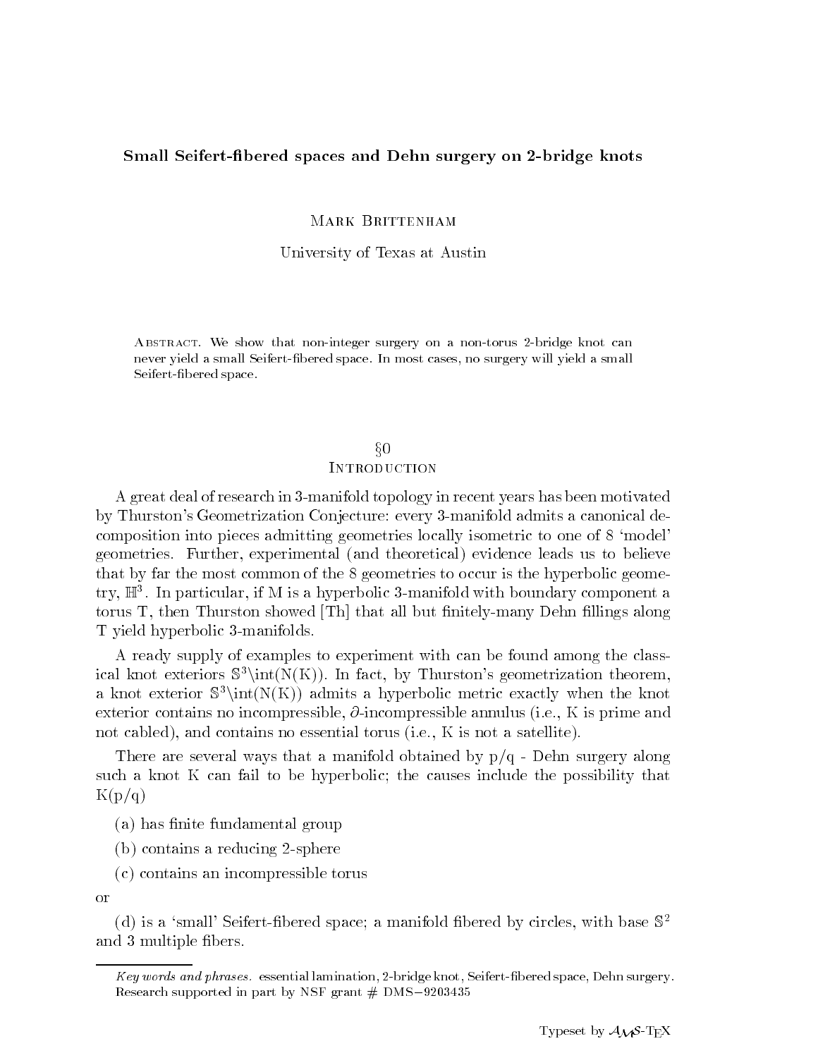# Small Seifert-fibered spaces and Dehn surgery on 2-bridge knots

Mark Brittenham

University of Texas at Austin

Abstract. We show that non-integer surgery on a non-torus 2-bridge knot can never yield a small Seifert-fibered space. In most cases, no surgery will yield a small Seifert-fibered space.

## §0
## Introduction

A great deal of research in 3-manifold topology in recent years has been motivated by Thurston's Geometrization Conjecture: every 3-manifold admits a canonical decomposition into pieces admitting geometries locally isometric to one of 8 'model' geometries. Further, experimental (and theoretical) evidence leads us to believe that by far the most common of the 8 geometries to occur is the hyperbolic geometry, $\mathbb{H}^3$. In particular, if M is a hyperbolic 3-manifold with boundary component a torus T, then Thurston showed [Th] that all but finitely-many Dehn fillings along T yield hyperbolic 3-manifolds.

A ready supply of examples to experiment with can be found among the classical knot exteriors $\mathbb{S}^3\backslash\text{int}(\text{N}(\text{K}))$. In fact, by Thurston's geometrization theorem, a knot exterior $\mathbb{S}^3\backslash\text{int}(\text{N}(\text{K}))$ admits a hyperbolic metric exactly when the knot exterior contains no incompressible, $\partial$-incompressible annulus (i.e., K is prime and not cabled), and contains no essential torus (i.e., K is not a satellite).

There are several ways that a manifold obtained by p/q - Dehn surgery along such a knot K can fail to be hyperbolic; the causes include the possibility that K(p/q)

(a) has finite fundamental group

(b) contains a reducing 2-sphere

(c) contains an incompressible torus

or

(d) is a 'small' Seifert-fibered space; a manifold fibered by circles, with base $\mathbb{S}^2$ and 3 multiple fibers.

---

*Key words and phrases.* essential lamination, 2-bridge knot, Seifert-fibered space, Dehn surgery.
Research supported in part by NSF grant # DMS−9203435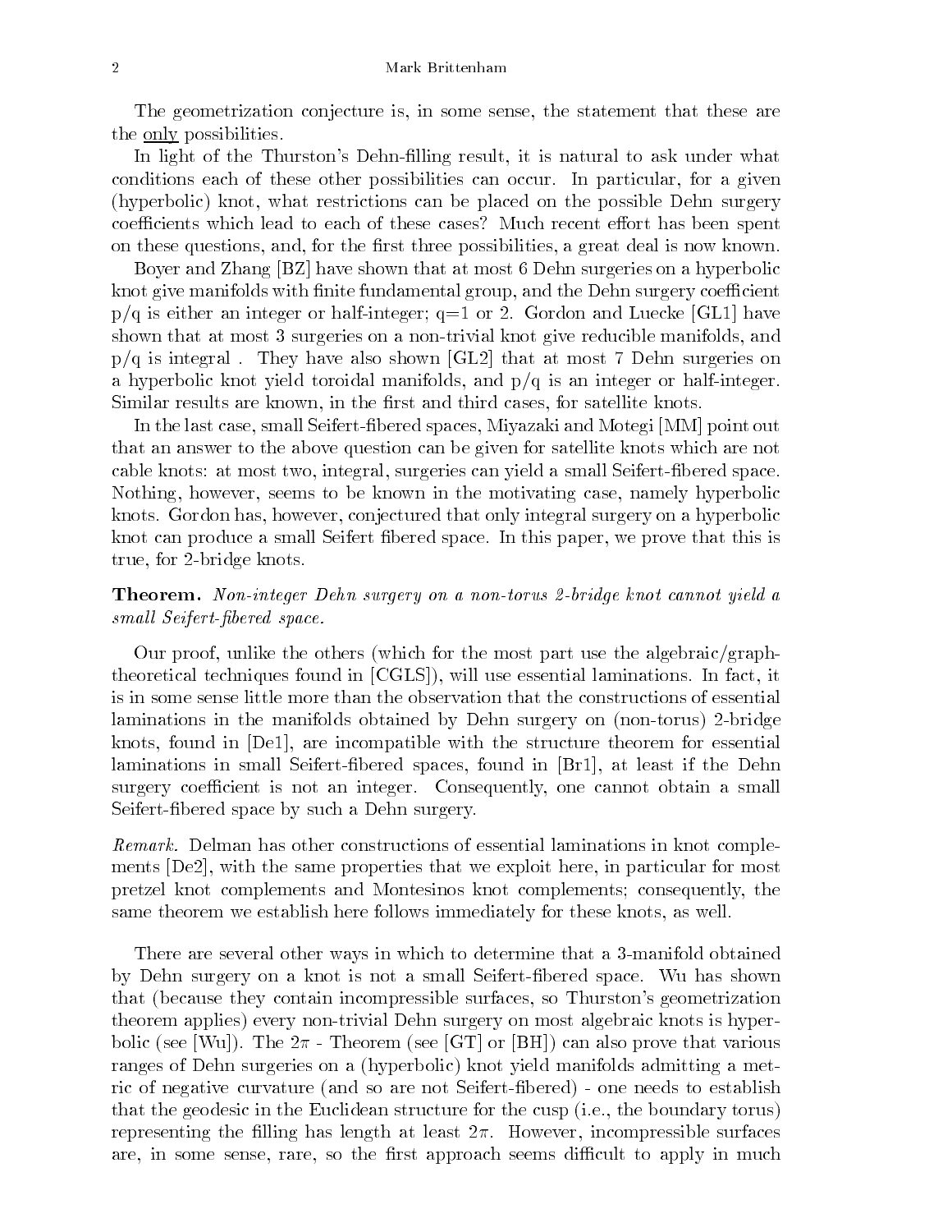The geometrization conjecture is, in some sense, the statement that these are the only possibilities.

In light of the Thurston's Dehn-filling result, it is natural to ask under what conditions each of these other possibilities can occur. In particular, for a given (hyperbolic) knot, what restrictions can be placed on the possible Dehn surgery coefficients which lead to each of these cases? Much recent effort has been spent on these questions, and, for the first three possibilities, a great deal is now known.

Boyer and Zhang [BZ] have shown that at most 6 Dehn surgeries on a hyperbolic knot give manifolds with finite fundamental group, and the Dehn surgery coefficient p/q is either an integer or half-integer; q=1 or 2. Gordon and Luecke [GL1] have shown that at most 3 surgeries on a non-trivial knot give reducible manifolds, and p/q is integral . They have also shown [GL2] that at most 7 Dehn surgeries on a hyperbolic knot yield toroidal manifolds, and p/q is an integer or half-integer. Similar results are known, in the first and third cases, for satellite knots.

In the last case, small Seifert-fibered spaces, Miyazaki and Motegi [MM] point out that an answer to the above question can be given for satellite knots which are not cable knots: at most two, integral, surgeries can yield a small Seifert-fibered space. Nothing, however, seems to be known in the motivating case, namely hyperbolic knots. Gordon has, however, conjectured that only integral surgery on a hyperbolic knot can produce a small Seifert fibered space. In this paper, we prove that this is true, for 2-bridge knots.

**Theorem.** *Non-integer Dehn surgery on a non-torus 2-bridge knot cannot yield a small Seifert-fibered space.*

Our proof, unlike the others (which for the most part use the algebraic/graph-theoretical techniques found in [CGLS]), will use essential laminations. In fact, it is in some sense little more than the observation that the constructions of essential laminations in the manifolds obtained by Dehn surgery on (non-torus) 2-bridge knots, found in [De1], are incompatible with the structure theorem for essential laminations in small Seifert-fibered spaces, found in [Br1], at least if the Dehn surgery coefficient is not an integer. Consequently, one cannot obtain a small Seifert-fibered space by such a Dehn surgery.

*Remark.* Delman has other constructions of essential laminations in knot complements [De2], with the same properties that we exploit here, in particular for most pretzel knot complements and Montesinos knot complements; consequently, the same theorem we establish here follows immediately for these knots, as well.

There are several other ways in which to determine that a 3-manifold obtained by Dehn surgery on a knot is not a small Seifert-fibered space. Wu has shown that (because they contain incompressible surfaces, so Thurston's geometrization theorem applies) every non-trivial Dehn surgery on most algebraic knots is hyperbolic (see [Wu]). The $2\pi$ - Theorem (see [GT] or [BH]) can also prove that various ranges of Dehn surgeries on a (hyperbolic) knot yield manifolds admitting a metric of negative curvature (and so are not Seifert-fibered) - one needs to establish that the geodesic in the Euclidean structure for the cusp (i.e., the boundary torus) representing the filling has length at least $2\pi$. However, incompressible surfaces are, in some sense, rare, so the first approach seems difficult to apply in much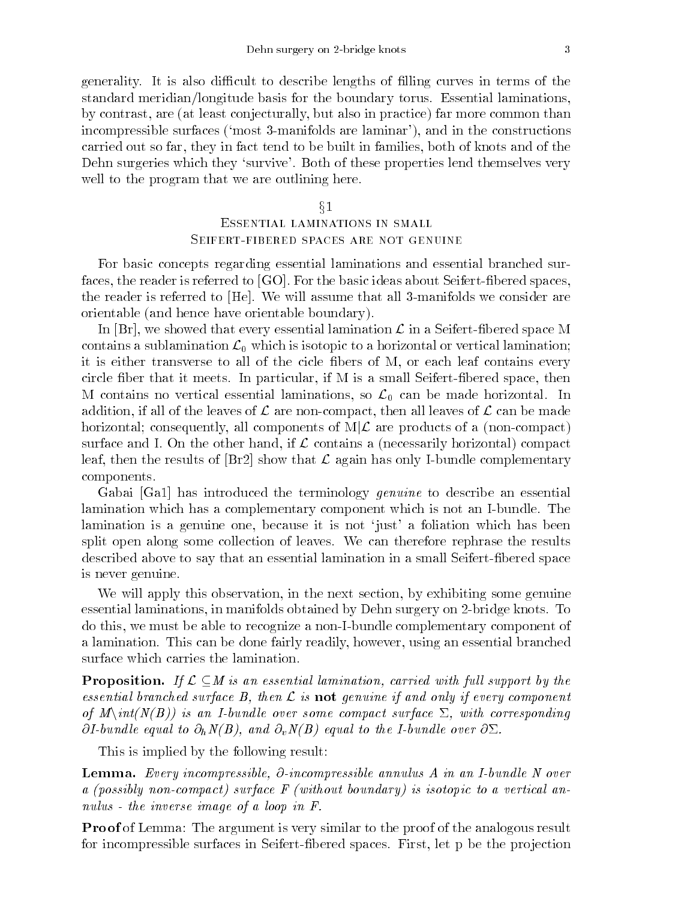generality. It is also difficult to describe lengths of filling curves in terms of the standard meridian/longitude basis for the boundary torus. Essential laminations, by contrast, are (at least conjecturally, but also in practice) far more common than incompressible surfaces ('most 3-manifolds are laminar'), and in the constructions carried out so far, they in fact tend to be built in families, both of knots and of the Dehn surgeries which they 'survive'. Both of these properties lend themselves very well to the program that we are outlining here.

## §1
## Essential laminations in small Seifert-fibered spaces are not genuine

For basic concepts regarding essential laminations and essential branched surfaces, the reader is referred to [GO]. For the basic ideas about Seifert-fibered spaces, the reader is referred to [He]. We will assume that all 3-manifolds we consider are orientable (and hence have orientable boundary).

In [Br], we showed that every essential lamination $\mathcal{L}$ in a Seifert-fibered space M contains a sublamination $\mathcal{L}_0$ which is isotopic to a horizontal or vertical lamination; it is either transverse to all of the cicle fibers of M, or each leaf contains every circle fiber that it meets. In particular, if M is a small Seifert-fibered space, then M contains no vertical essential laminations, so $\mathcal{L}_0$ can be made horizontal. In addition, if all of the leaves of $\mathcal{L}$ are non-compact, then all leaves of $\mathcal{L}$ can be made horizontal; consequently, all components of M$|\mathcal{L}$ are products of a (non-compact) surface and I. On the other hand, if $\mathcal{L}$ contains a (necessarily horizontal) compact leaf, then the results of [Br2] show that $\mathcal{L}$ again has only I-bundle complementary components.

Gabai [Ga1] has introduced the terminology *genuine* to describe an essential lamination which has a complementary component which is not an I-bundle. The lamination is a genuine one, because it is not 'just' a foliation which has been split open along some collection of leaves. We can therefore rephrase the results described above to say that an essential lamination in a small Seifert-fibered space is never genuine.

We will apply this observation, in the next section, by exhibiting some genuine essential laminations, in manifolds obtained by Dehn surgery on 2-bridge knots. To do this, we must be able to recognize a non-I-bundle complementary component of a lamination. This can be done fairly readily, however, using an essential branched surface which carries the lamination.

**Proposition.** *If $\mathcal{L} \subseteq M$ is an essential lamination, carried with full support by the essential branched surface B, then $\mathcal{L}$ is* **not** *genuine if and only if every component of $M \setminus int(N(B))$ is an I-bundle over some compact surface $\Sigma$, with corresponding $\partial$I-bundle equal to $\partial_h N(B)$, and $\partial_v N(B)$ equal to the I-bundle over $\partial\Sigma$.*

This is implied by the following result:

**Lemma.** *Every incompressible, $\partial$-incompressible annulus A in an I-bundle N over a (possibly non-compact) surface F (without boundary) is isotopic to a vertical annulus - the inverse image of a loop in F.*

**Proof** of Lemma: The argument is very similar to the proof of the analogous result for incompressible surfaces in Seifert-fibered spaces. First, let p be the projection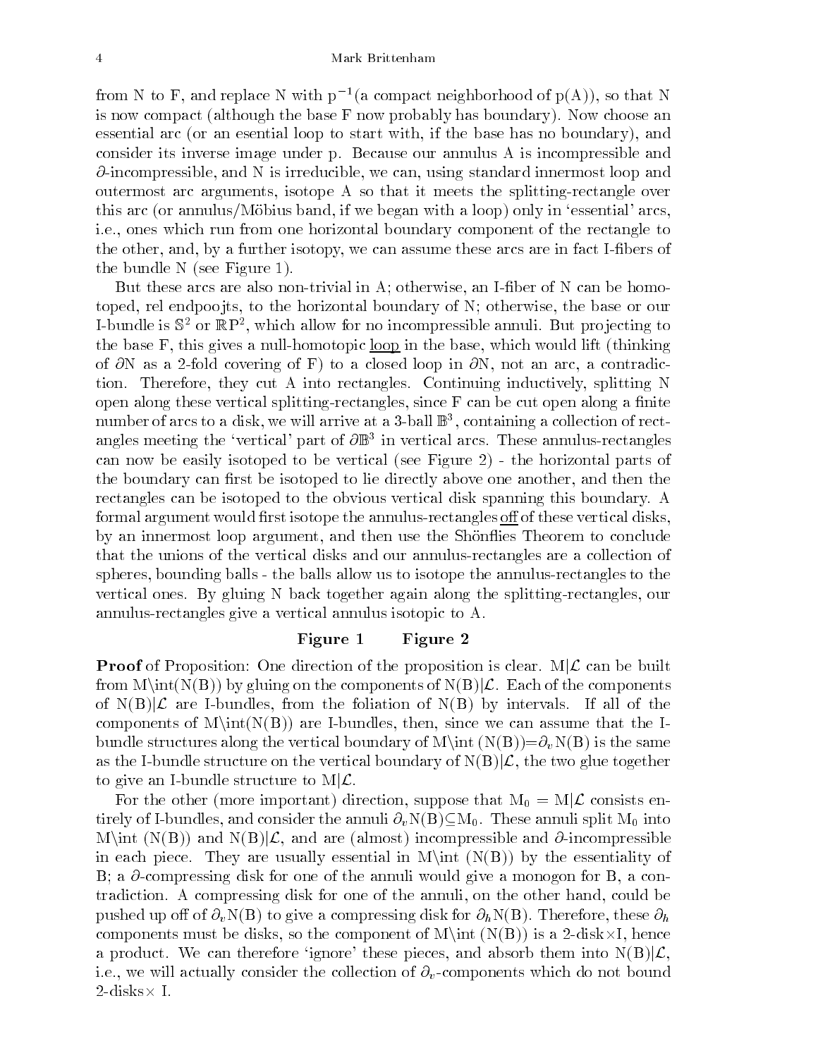from N to F, and replace N with $p^{-1}$(a compact neighborhood of p(A)), so that N is now compact (although the base F now probably has boundary). Now choose an essential arc (or an esential loop to start with, if the base has no boundary), and consider its inverse image under p. Because our annulus A is incompressible and $\partial$-incompressible, and N is irreducible, we can, using standard innermost loop and outermost arc arguments, isotope A so that it meets the splitting-rectangle over this arc (or annulus/Möbius band, if we began with a loop) only in 'essential' arcs, i.e., ones which run from one horizontal boundary component of the rectangle to the other, and, by a further isotopy, we can assume these arcs are in fact I-fibers of the bundle N (see Figure 1).

But these arcs are also non-trivial in A; otherwise, an I-fiber of N can be homotoped, rel endpoojts, to the horizontal boundary of N; otherwise, the base or our I-bundle is $\mathbb{S}^2$ or $\mathbb{RP}^2$, which allow for no incompressible annuli. But projecting to the base F, this gives a null-homotopic <u>loop</u> in the base, which would lift (thinking of $\partial$N as a 2-fold covering of F) to a closed loop in $\partial$N, not an arc, a contradiction. Therefore, they cut A into rectangles. Continuing inductively, splitting N open along these vertical splitting-rectangles, since F can be cut open along a finite number of arcs to a disk, we will arrive at a 3-ball $\mathbb{B}^3$, containing a collection of rectangles meeting the 'vertical' part of $\partial\mathbb{B}^3$ in vertical arcs. These annulus-rectangles can now be easily isotoped to be vertical (see Figure 2) - the horizontal parts of the boundary can first be isotoped to lie directly above one another, and then the rectangles can be isotoped to the obvious vertical disk spanning this boundary. A formal argument would first isotope the annulus-rectangles <u>off</u> of these vertical disks, by an innermost loop argument, and then use the Shönflies Theorem to conclude that the unions of the vertical disks and our annulus-rectangles are a collection of spheres, bounding balls - the balls allow us to isotope the annulus-rectangles to the vertical ones. By gluing N back together again along the splitting-rectangles, our annulus-rectangles give a vertical annulus isotopic to A.

**Figure 1** **Figure 2**

**Proof** of Proposition: One direction of the proposition is clear. M|$\mathcal{L}$ can be built from M\int(N(B)) by gluing on the components of N(B)|$\mathcal{L}$. Each of the components of N(B)|$\mathcal{L}$ are I-bundles, from the foliation of N(B) by intervals. If all of the components of M\int(N(B)) are I-bundles, then, since we can assume that the I-bundle structures along the vertical boundary of M\int (N(B))=$\partial_v$N(B) is the same as the I-bundle structure on the vertical boundary of N(B)|$\mathcal{L}$, the two glue together to give an I-bundle structure to M|$\mathcal{L}$.

For the other (more important) direction, suppose that $M_0$ = M|$\mathcal{L}$ consists entirely of I-bundles, and consider the annuli $\partial_v$N(B)$\subseteq M_0$. These annuli split $M_0$ into M\int (N(B)) and N(B)|$\mathcal{L}$, and are (almost) incompressible and $\partial$-incompressible in each piece. They are usually essential in M\int (N(B)) by the essentiality of B; a $\partial$-compressing disk for one of the annuli would give a monogon for B, a contradiction. A compressing disk for one of the annuli, on the other hand, could be pushed up off of $\partial_v$N(B) to give a compressing disk for $\partial_h$N(B). Therefore, these $\partial_h$ components must be disks, so the component of M\int (N(B)) is a 2-disk$\times$I, hence a product. We can therefore 'ignore' these pieces, and absorb them into N(B)|$\mathcal{L}$, i.e., we will actually consider the collection of $\partial_v$-components which do not bound 2-disks$\times$ I.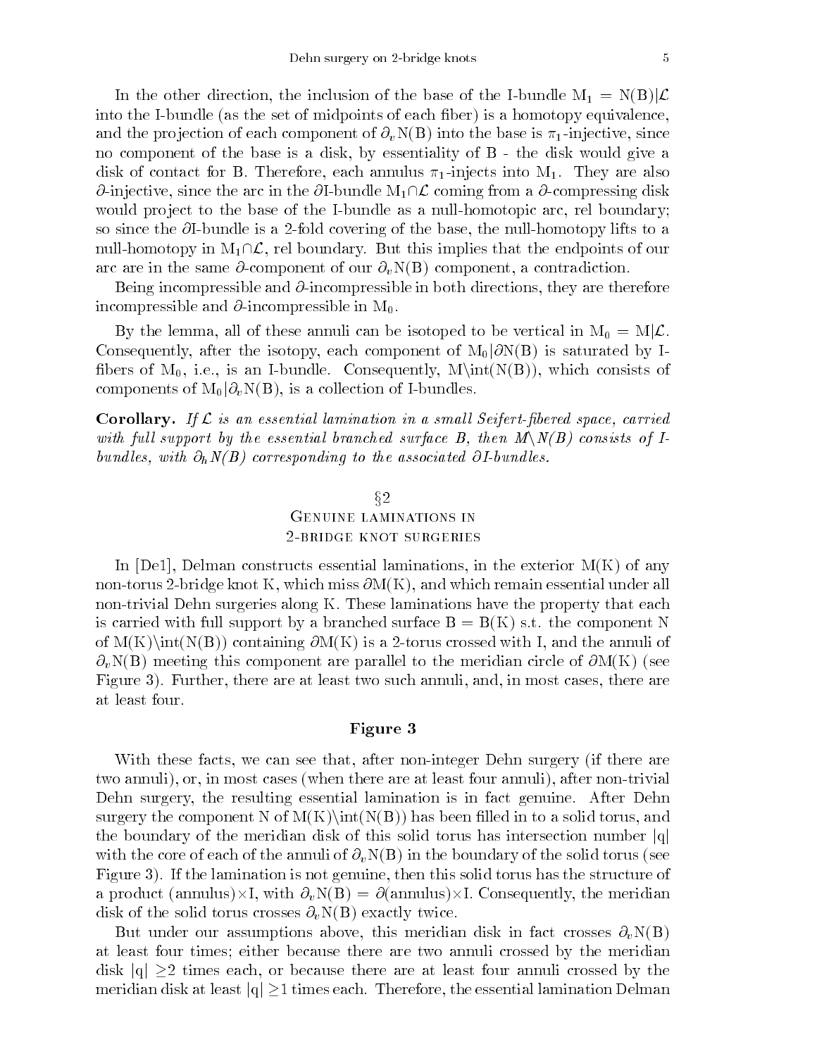In the other direction, the inclusion of the base of the I-bundle $M_1 = N(B)|\mathcal{L}$ into the I-bundle (as the set of midpoints of each fiber) is a homotopy equivalence, and the projection of each component of $\partial_v N(B)$ into the base is $\pi_1$-injective, since no component of the base is a disk, by essentiality of B - the disk would give a disk of contact for B. Therefore, each annulus $\pi_1$-injects into $M_1$. They are also $\partial$-injective, since the arc in the $\partial$I-bundle $M_1 \cap \mathcal{L}$ coming from a $\partial$-compressing disk would project to the base of the I-bundle as a null-homotopic arc, rel boundary; so since the $\partial$I-bundle is a 2-fold covering of the base, the null-homotopy lifts to a null-homotopy in $M_1 \cap \mathcal{L}$, rel boundary. But this implies that the endpoints of our arc are in the same $\partial$-component of our $\partial_v N(B)$ component, a contradiction.

Being incompressible and $\partial$-incompressible in both directions, they are therefore incompressible and $\partial$-incompressible in $M_0$.

By the lemma, all of these annuli can be isotoped to be vertical in $M_0 = M|\mathcal{L}$. Consequently, after the isotopy, each component of $M_0|\partial N(B)$ is saturated by I-fibers of $M_0$, i.e., is an I-bundle. Consequently, $M\setminus\text{int}(N(B))$, which consists of components of $M_0|\partial_v N(B)$, is a collection of I-bundles.

**Corollary.** *If $\mathcal{L}$ is an essential lamination in a small Seifert-fibered space, carried with full support by the essential branched surface B, then $M\setminus N(B)$ consists of I-bundles, with $\partial_h N(B)$ corresponding to the associated $\partial$I-bundles.*

## §2
## Genuine laminations in 2-bridge knot surgeries

In [De1], Delman constructs essential laminations, in the exterior M(K) of any non-torus 2-bridge knot K, which miss $\partial M(K)$, and which remain essential under all non-trivial Dehn surgeries along K. These laminations have the property that each is carried with full support by a branched surface B = B(K) s.t. the component N of $M(K)\setminus\text{int}(N(B))$ containing $\partial M(K)$ is a 2-torus crossed with I, and the annuli of $\partial_v N(B)$ meeting this component are parallel to the meridian circle of $\partial M(K)$ (see Figure 3). Further, there are at least two such annuli, and, in most cases, there are at least four.

**Figure 3**

With these facts, we can see that, after non-integer Dehn surgery (if there are two annuli), or, in most cases (when there are at least four annuli), after non-trivial Dehn surgery, the resulting essential lamination is in fact genuine. After Dehn surgery the component N of $M(K)\setminus\text{int}(N(B))$ has been filled in to a solid torus, and the boundary of the meridian disk of this solid torus has intersection number $|q|$ with the core of each of the annuli of $\partial_v N(B)$ in the boundary of the solid torus (see Figure 3). If the lamination is not genuine, then this solid torus has the structure of a product (annulus)×I, with $\partial_v N(B) = \partial(\text{annulus})\times I$. Consequently, the meridian disk of the solid torus crosses $\partial_v N(B)$ exactly twice.

But under our assumptions above, this meridian disk in fact crosses $\partial_v N(B)$ at least four times; either because there are two annuli crossed by the meridian disk $|q| \geq 2$ times each, or because there are at least four annuli crossed by the meridian disk at least $|q| \geq 1$ times each. Therefore, the essential lamination Delman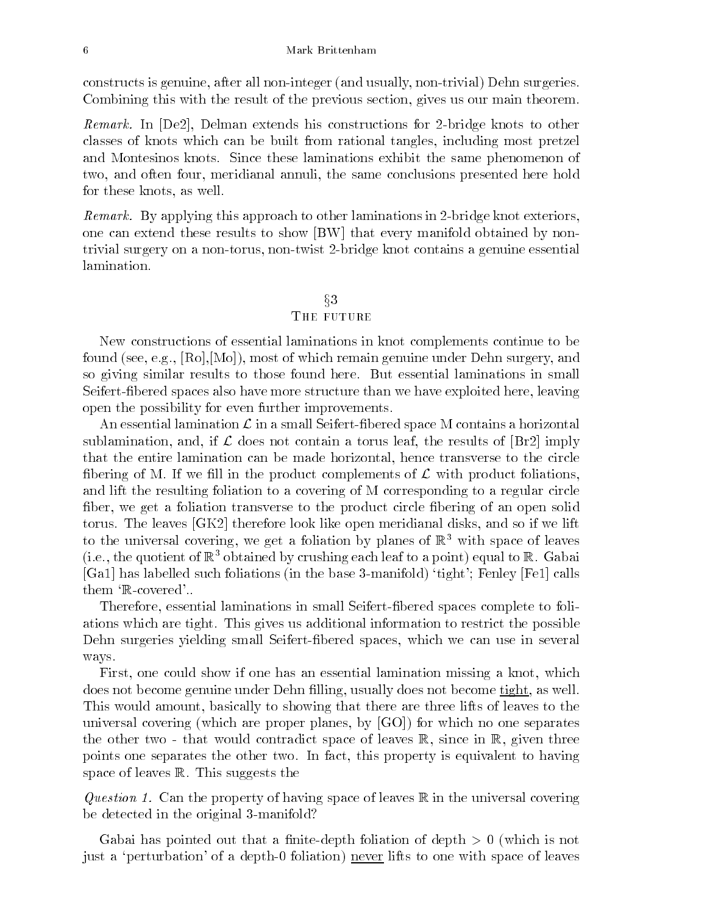constructs is genuine, after all non-integer (and usually, non-trivial) Dehn surgeries. Combining this with the result of the previous section, gives us our main theorem.

*Remark.* In [De2], Delman extends his constructions for 2-bridge knots to other classes of knots which can be built from rational tangles, including most pretzel and Montesinos knots. Since these laminations exhibit the same phenomenon of two, and often four, meridianal annuli, the same conclusions presented here hold for these knots, as well.

*Remark.* By applying this approach to other laminations in 2-bridge knot exteriors, one can extend these results to show [BW] that every manifold obtained by non-trivial surgery on a non-torus, non-twist 2-bridge knot contains a genuine essential lamination.

## §3
## The future

New constructions of essential laminations in knot complements continue to be found (see, e.g., [Ro],[Mo]), most of which remain genuine under Dehn surgery, and so giving similar results to those found here. But essential laminations in small Seifert-fibered spaces also have more structure than we have exploited here, leaving open the possibility for even further improvements.

An essential lamination $\mathcal{L}$ in a small Seifert-fibered space M contains a horizontal sublamination, and, if $\mathcal{L}$ does not contain a torus leaf, the results of [Br2] imply that the entire lamination can be made horizontal, hence transverse to the circle fibering of M. If we fill in the product complements of $\mathcal{L}$ with product foliations, and lift the resulting foliation to a covering of M corresponding to a regular circle fiber, we get a foliation transverse to the product circle fibering of an open solid torus. The leaves [GK2] therefore look like open meridianal disks, and so if we lift to the universal covering, we get a foliation by planes of $\mathbb{R}^3$ with space of leaves (i.e., the quotient of $\mathbb{R}^3$ obtained by crushing each leaf to a point) equal to $\mathbb{R}$. Gabai [Ga1] has labelled such foliations (in the base 3-manifold) 'tight'; Fenley [Fe1] calls them '$\mathbb{R}$-covered'..

Therefore, essential laminations in small Seifert-fibered spaces complete to foliations which are tight. This gives us additional information to restrict the possible Dehn surgeries yielding small Seifert-fibered spaces, which we can use in several ways.

First, one could show if one has an essential lamination missing a knot, which does not become genuine under Dehn filling, usually does not become <u>tight</u>, as well. This would amount, basically to showing that there are three lifts of leaves to the universal covering (which are proper planes, by [GO]) for which no one separates the other two - that would contradict space of leaves $\mathbb{R}$, since in $\mathbb{R}$, given three points one separates the other two. In fact, this property is equivalent to having space of leaves $\mathbb{R}$. This suggests the

*Question 1.* Can the property of having space of leaves $\mathbb{R}$ in the universal covering be detected in the original 3-manifold?

Gabai has pointed out that a finite-depth foliation of depth $> 0$ (which is not just a 'perturbation' of a depth-0 foliation) <u>never</u> lifts to one with space of leaves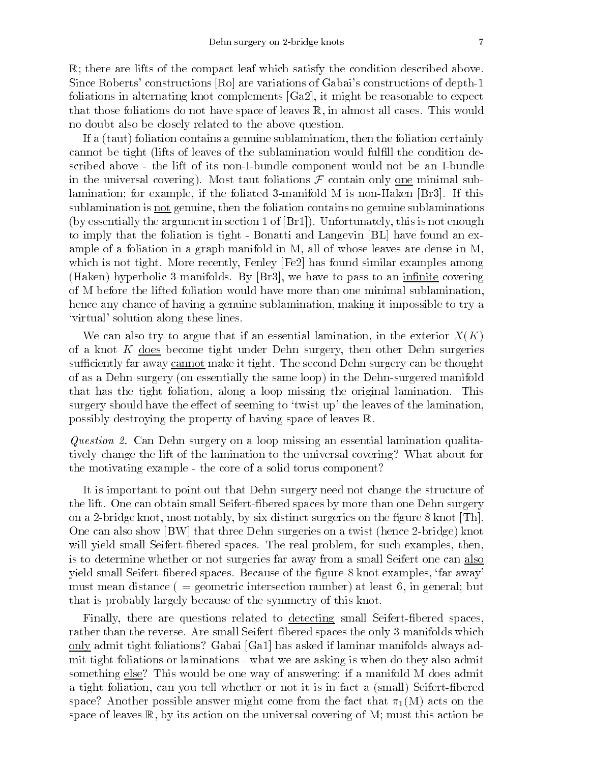$\mathbb{R}$; there are lifts of the compact leaf which satisfy the condition described above. Since Roberts' constructions [Ro] are variations of Gabai's constructions of depth-1 foliations in alternating knot complements [Ga2], it might be reasonable to expect that those foliations do not have space of leaves $\mathbb{R}$, in almost all cases. This would no doubt also be closely related to the above question.

If a (taut) foliation contains a genuine sublamination, then the foliation certainly cannot be tight (lifts of leaves of the sublamination would fulfill the condition described above - the lift of its non-I-bundle component would not be an I-bundle in the universal covering). Most taut foliations $\mathcal{F}$ contain only one minimal sublamination; for example, if the foliated 3-manifold M is non-Haken [Br3]. If this sublamination is not genuine, then the foliation contains no genuine sublaminations (by essentially the argument in section 1 of [Br1]). Unfortunately, this is not enough to imply that the foliation is tight - Bonatti and Langevin [BL] have found an example of a foliation in a graph manifold in M, all of whose leaves are dense in M, which is not tight. More recently, Fenley [Fe2] has found similar examples among (Haken) hyperbolic 3-manifolds. By [Br3], we have to pass to an infinite covering of M before the lifted foliation would have more than one minimal sublamination, hence any chance of having a genuine sublamination, making it impossible to try a 'virtual' solution along these lines.

We can also try to argue that if an essential lamination, in the exterior $X(K)$ of a knot $K$ does become tight under Dehn surgery, then other Dehn surgeries sufficiently far away cannot make it tight. The second Dehn surgery can be thought of as a Dehn surgery (on essentially the same loop) in the Dehn-surgered manifold that has the tight foliation, along a loop missing the original lamination. This surgery should have the effect of seeming to 'twist up' the leaves of the lamination, possibly destroying the property of having space of leaves $\mathbb{R}$.

*Question 2.* Can Dehn surgery on a loop missing an essential lamination qualitatively change the lift of the lamination to the universal covering? What about for the motivating example - the core of a solid torus component?

It is important to point out that Dehn surgery need not change the structure of the lift. One can obtain small Seifert-fibered spaces by more than one Dehn surgery on a 2-bridge knot, most notably, by six distinct surgeries on the figure 8 knot [Th]. One can also show [BW] that three Dehn surgeries on a twist (hence 2-bridge) knot will yield small Seifert-fibered spaces. The real problem, for such examples, then, is to determine whether or not surgeries far away from a small Seifert one can also yield small Seifert-fibered spaces. Because of the figure-8 knot examples, 'far away' must mean distance ( = geometric intersection number) at least 6, in general; but that is probably largely because of the symmetry of this knot.

Finally, there are questions related to detecting small Seifert-fibered spaces, rather than the reverse. Are small Seifert-fibered spaces the only 3-manifolds which only admit tight foliations? Gabai [Ga1] has asked if laminar manifolds always admit tight foliations or laminations - what we are asking is when do they also admit something else? This would be one way of answering: if a manifold M does admit a tight foliation, can you tell whether or not it is in fact a (small) Seifert-fibered space? Another possible answer might come from the fact that $\pi_1(\mathrm{M})$ acts on the space of leaves $\mathbb{R}$, by its action on the universal covering of M; must this action be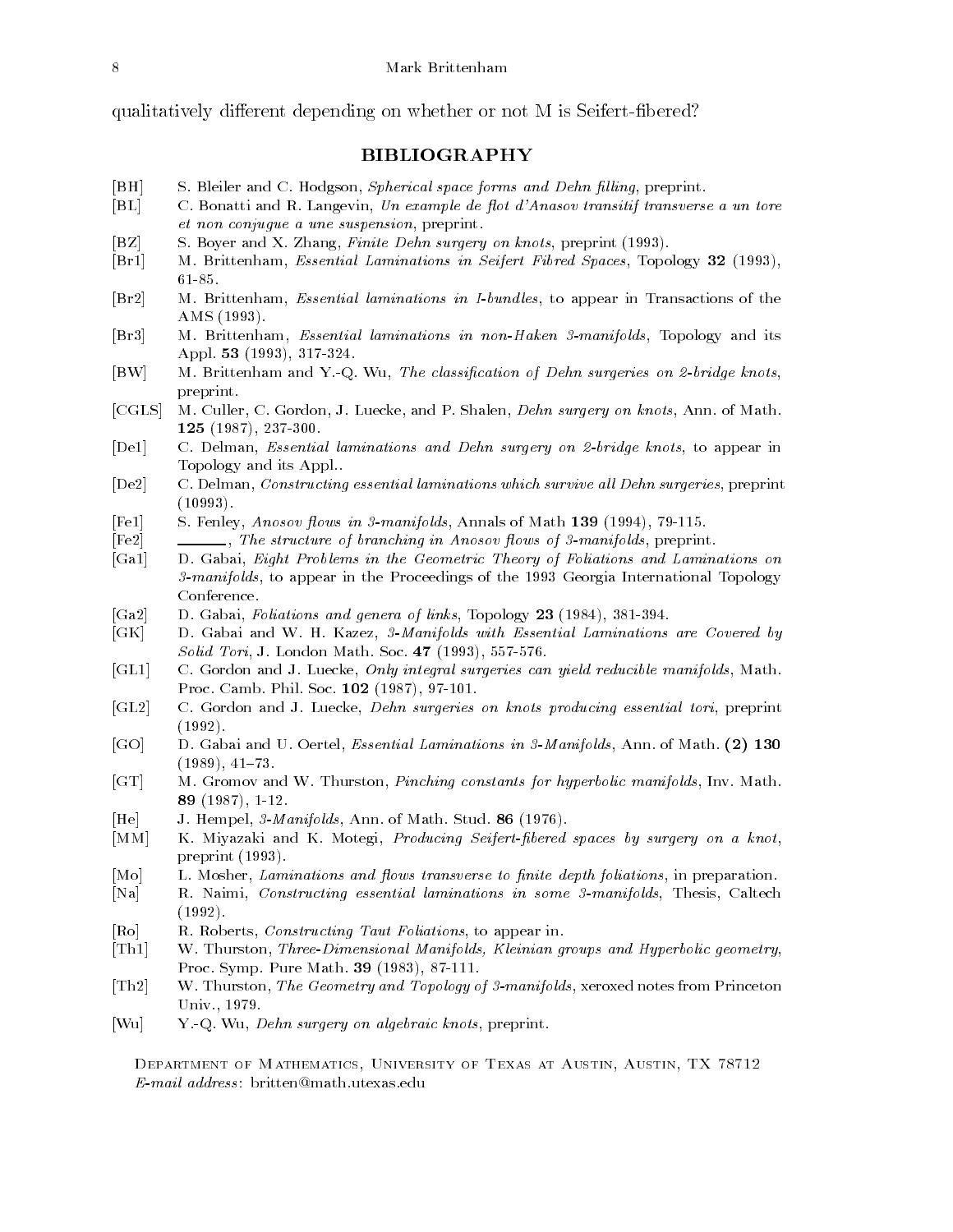qualitatively different depending on whether or not M is Seifert-fibered?

## BIBLIOGRAPHY

[BH] S. Bleiler and C. Hodgson, *Spherical space forms and Dehn filling*, preprint.

[BL] C. Bonatti and R. Langevin, *Un example de flot d'Anasov transitif transverse a un tore et non conjugue a une suspension*, preprint.

[BZ] S. Boyer and X. Zhang, *Finite Dehn surgery on knots*, preprint (1993).

[Br1] M. Brittenham, *Essential Laminations in Seifert Fibred Spaces*, Topology **32** (1993), 61-85.

[Br2] M. Brittenham, *Essential laminations in I-bundles*, to appear in Transactions of the AMS (1993).

[Br3] M. Brittenham, *Essential laminations in non-Haken 3-manifolds*, Topology and its Appl. **53** (1993), 317-324.

[BW] M. Brittenham and Y.-Q. Wu, *The classification of Dehn surgeries on 2-bridge knots*, preprint.

[CGLS] M. Culler, C. Gordon, J. Luecke, and P. Shalen, *Dehn surgery on knots*, Ann. of Math. **125** (1987), 237-300.

[De1] C. Delman, *Essential laminations and Dehn surgery on 2-bridge knots*, to appear in Topology and its Appl..

[De2] C. Delman, *Constructing essential laminations which survive all Dehn surgeries*, preprint (10993).

[Fe1] S. Fenley, *Anosov flows in 3-manifolds*, Annals of Math **139** (1994), 79-115.

[Fe2] ______, *The structure of branching in Anosov flows of 3-manifolds*, preprint.

[Ga1] D. Gabai, *Eight Problems in the Geometric Theory of Foliations and Laminations on 3-manifolds*, to appear in the Proceedings of the 1993 Georgia International Topology Conference.

[Ga2] D. Gabai, *Foliations and genera of links*, Topology **23** (1984), 381-394.

[GK] D. Gabai and W. H. Kazez, *3-Manifolds with Essential Laminations are Covered by Solid Tori*, J. London Math. Soc. **47** (1993), 557-576.

[GL1] C. Gordon and J. Luecke, *Only integral surgeries can yield reducible manifolds*, Math. Proc. Camb. Phil. Soc. **102** (1987), 97-101.

[GL2] C. Gordon and J. Luecke, *Dehn surgeries on knots producing essential tori*, preprint (1992).

[GO] D. Gabai and U. Oertel, *Essential Laminations in 3-Manifolds*, Ann. of Math. **(2) 130** (1989), 41–73.

[GT] M. Gromov and W. Thurston, *Pinching constants for hyperbolic manifolds*, Inv. Math. **89** (1987), 1-12.

[He] J. Hempel, *3-Manifolds*, Ann. of Math. Stud. **86** (1976).

[MM] K. Miyazaki and K. Motegi, *Producing Seifert-fibered spaces by surgery on a knot*, preprint (1993).

[Mo] L. Mosher, *Laminations and flows transverse to finite depth foliations*, in preparation.

[Na] R. Naimi, *Constructing essential laminations in some 3-manifolds*, Thesis, Caltech (1992).

[Ro] R. Roberts, *Constructing Taut Foliations*, to appear in.

[Th1] W. Thurston, *Three-Dimensional Manifolds, Kleinian groups and Hyperbolic geometry*, Proc. Symp. Pure Math. **39** (1983), 87-111.

[Th2] W. Thurston, *The Geometry and Topology of 3-manifolds*, xeroxed notes from Princeton Univ., 1979.

[Wu] Y.-Q. Wu, *Dehn surgery on algebraic knots*, preprint.

Department of Mathematics, University of Texas at Austin, Austin, TX 78712
*E-mail address*: britten@math.utexas.edu